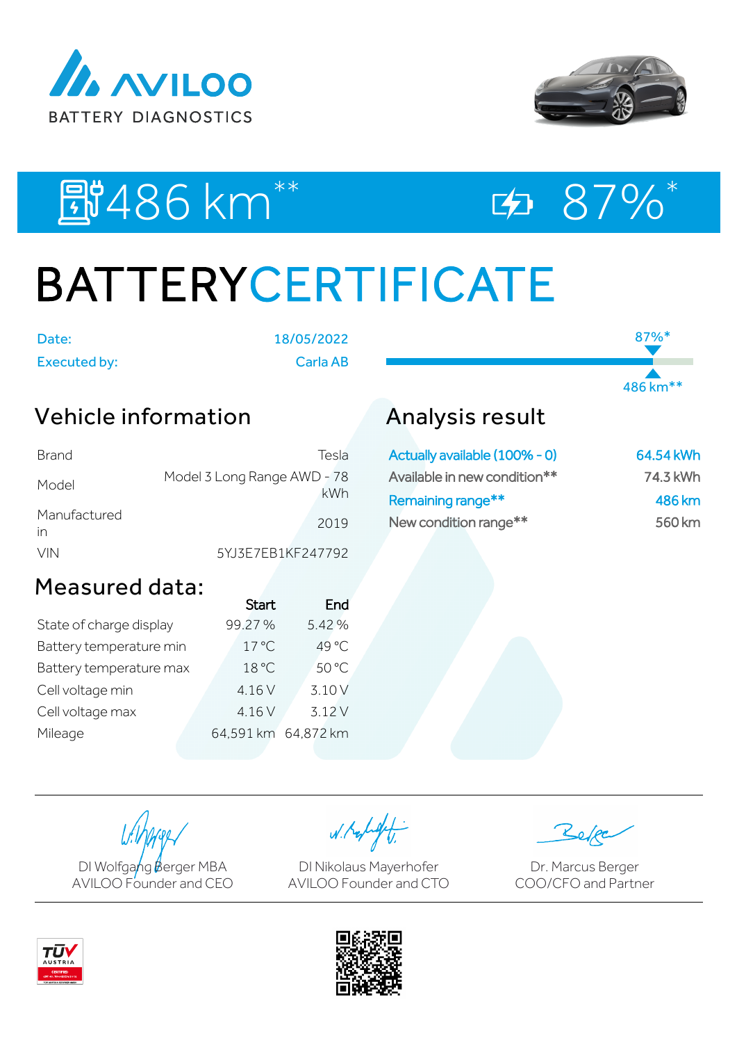AVILOO BATTERY DIAGNOSTICS

486 km** 87%*

# BATTERYCERTIFICATE

| | |
|---|---|
| Date: | 18/05/2022 |
| Executed by: | Carla AB |

87%*

486 km**

## Vehicle information

| | |
|---|---|
| Brand | Tesla |
| Model | Model 3 Long Range AWD - 78 kWh |
| Manufactured in | 2019 |
| VIN | 5YJ3E7EB1KF247792 |

## Analysis result

| | |
|---|---|
| Actually available (100% - 0) | 64.54 kWh |
| Available in new condition** | 74.3 kWh |
| Remaining range** | 486 km |
| New condition range** | 560 km |

## Measured data:

| | Start | End |
|---|---|---|
| State of charge display | 99.27 % | 5.42 % |
| Battery temperature min | 17 °C | 49 °C |
| Battery temperature max | 18 °C | 50 °C |
| Cell voltage min | 4.16 V | 3.10 V |
| Cell voltage max | 4.16 V | 3.12 V |
| Mileage | 64,591 km | 64,872 km |

DI Wolfgang Berger MBA
AVILOO Founder and CEO

DI Nikolaus Mayerhofer
AVILOO Founder and CTO

Dr. Marcus Berger
COO/CFO and Partner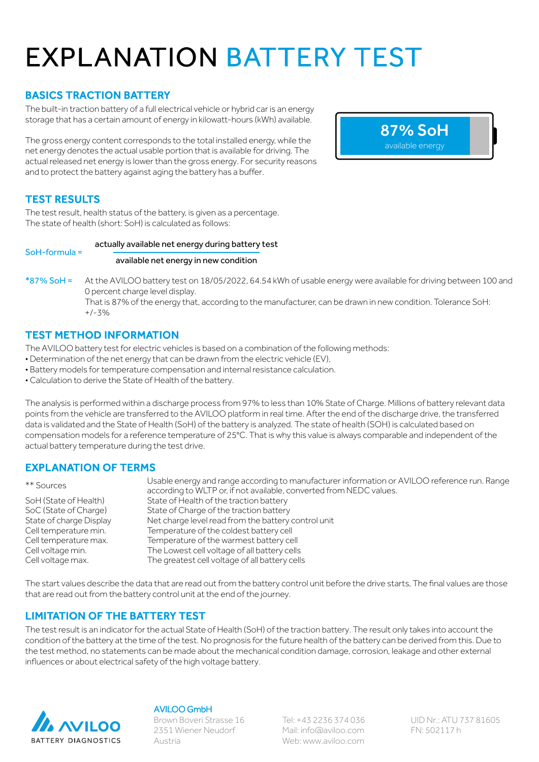# EXPLANATION BATTERY TEST

## BASICS TRACTION BATTERY

The built-in traction battery of a full electrical vehicle or hybrid car is an energy storage that has a certain amount of energy in kilowatt-hours (kWh) available.

The gross energy content corresponds to the total installed energy, while the net energy denotes the actual usable portion that is available for driving. The actual released net energy is lower than the gross energy. For security reasons and to protect the battery against aging the battery has a buffer.

**87% SoH**
available energy

## TEST RESULTS

The test result, health status of the battery, is given as a percentage.
The state of health (short: SoH) is calculated as follows:

$$\text{SoH-formula} = \frac{\text{actually available net energy during battery test}}{\text{available net energy in new condition}}$$

*87% SoH = At the AVILOO battery test on 18/05/2022, 64.54 kWh of usable energy were available for driving between 100 and 0 percent charge level display.
That is 87% of the energy that, according to the manufacturer, can be drawn in new condition. Tolerance SoH: +/-3%

## TEST METHOD INFORMATION

The AVILOO battery test for electric vehicles is based on a combination of the following methods:

- Determination of the net energy that can be drawn from the electric vehicle (EV),
- Battery models for temperature compensation and internal resistance calculation.
- Calculation to derive the State of Health of the battery.

The analysis is performed within a discharge process from 97% to less than 10% State of Charge. Millions of battery relevant data points from the vehicle are transferred to the AVILOO platform in real time. After the end of the discharge drive, the transferred data is validated and the State of Health (SoH) of the battery is analyzed. The state of health (SOH) is calculated based on compensation models for a reference temperature of 25°C. That is why this value is always comparable and independent of the actual battery temperature during the test drive.

## EXPLANATION OF TERMS

| | |
|---|---|
| ** Sources | Usable energy and range according to manufacturer information or AVILOO reference run. Range according to WLTP or, if not available, converted from NEDC values. |
| SoH (State of Health) | State of Health of the traction battery |
| SoC (State of Charge) | State of Charge of the traction battery |
| State of charge Display | Net charge level read from the battery control unit |
| Cell temperature min. | Temperature of the coldest battery cell |
| Cell temperature max. | Temperature of the warmest battery cell |
| Cell voltage min. | The Lowest cell voltage of all battery cells |
| Cell voltage max. | The greatest cell voltage of all battery cells |

The start values describe the data that are read out from the battery control unit before the drive starts, The final values are those that are read out from the battery control unit at the end of the journey.

## LIMITATION OF THE BATTERY TEST

The test result is an indicator for the actual State of Health (SoH) of the traction battery. The result only takes into account the condition of the battery at the time of the test. No prognosis for the future health of the battery can be derived from this. Due to the test method, no statements can be made about the mechanical condition damage, corrosion, leakage and other external influences or about electrical safety of the high voltage battery.

AVILOO BATTERY DIAGNOSTICS

**AVILOO GmbH**
Brown Boveri Strasse 16
2351 Wiener Neudorf
Austria

Tel: +43 2236 374 036
Mail: info@aviloo.com
Web: www.aviloo.com

UID Nr.: ATU 737 81605
FN: 502117 h